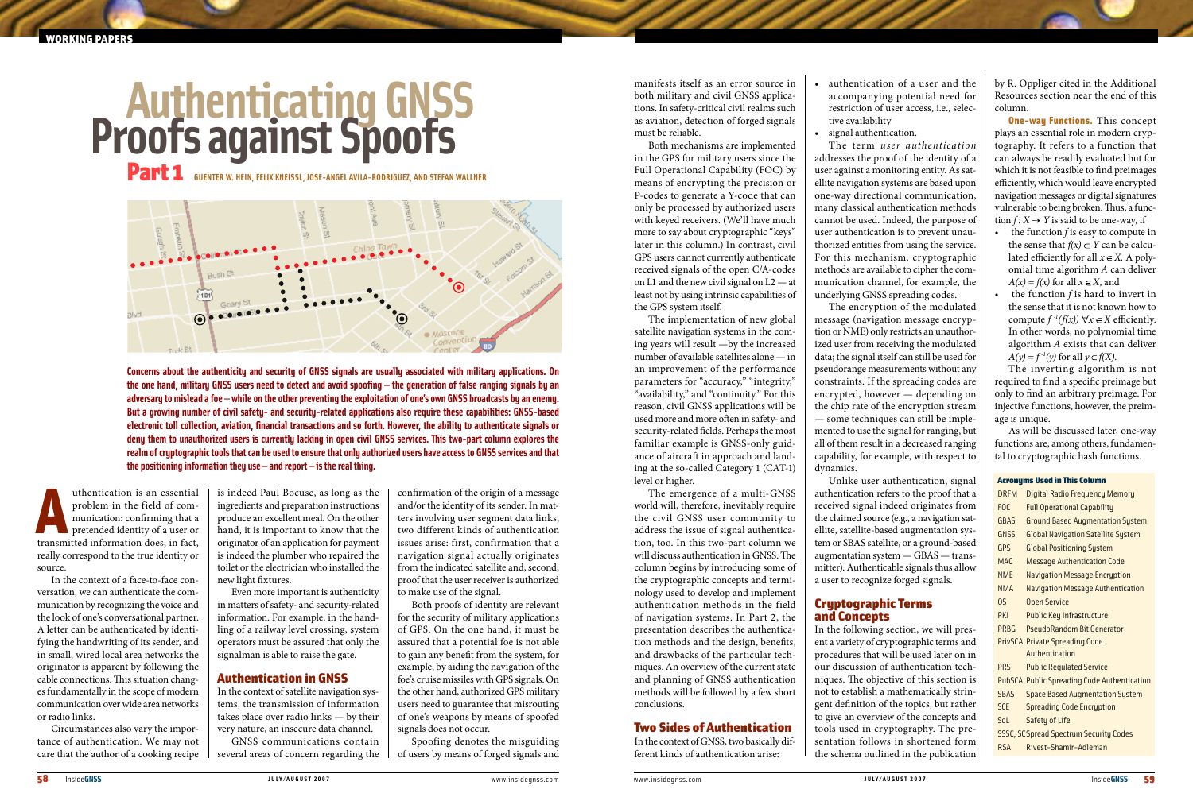WORKING PAPERS

# Authenticating GNSS Proofs against Spoofs

## Part 1

GUENTER W. HEIN, FELIX KNEISSL, JOSE-ANGEL AVILA-RODRIGUEZ, AND STEFAN WALLNER

**Concerns about the authenticity and security of GNSS signals are usually associated with military applications. On the one hand, military GNSS users need to detect and avoid spoofing – the generation of false ranging signals by an adversary to mislead a foe – while on the other preventing the exploitation of one's own GNSS broadcasts by an enemy. But a growing number of civil safety- and security-related applications also require these capabilities: GNSS-based electronic toll collection, aviation, financial transactions and so forth. However, the ability to authenticate signals or deny them to unauthorized users is currently lacking in open civil GNSS services. This two-part column explores the realm of cryptographic tools that can be used to ensure that only authorized users have access to GNSS services and that the positioning information they use – and report – is the real thing.**

Authentication is an essential problem in the field of communication: confirming that a pretended identity of a user or transmitted information does, in fact, really correspond to the true identity or source.

In the context of a face-to-face conversation, we can authenticate the communication by recognizing the voice and the look of one's conversational partner. A letter can be authenticated by identifying the handwriting of its sender, and in small, wired local area networks the originator is apparent by following the cable connections. This situation changes fundamentally in the scope of modern communication over wide area networks or radio links.

Circumstances also vary the importance of authentication. We may not care that the author of a cooking recipe is indeed Paul Bocuse, as long as the ingredients and preparation instructions produce an excellent meal. On the other hand, it is important to know that the originator of an application for payment is indeed the plumber who repaired the toilet or the electrician who installed the new light fixtures.

Even more important is authenticity in matters of safety- and security-related information. For example, in the handling of a railway level crossing, system operators must be assured that only the signalman is able to raise the gate.

### Authentication in GNSS

In the context of satellite navigation systems, the transmission of information takes place over radio links — by their very nature, an insecure data channel.

GNSS communications contain several areas of concern regarding the confirmation of the origin of a message and/or the identity of its sender. In matters involving user segment data links, two different kinds of authentication issues arise: first, confirmation that a navigation signal actually originates from the indicated satellite and, second, proof that the user receiver is authorized to make use of the signal.

Both proofs of identity are relevant for the security of military applications of GPS. On the one hand, it must be assured that a potential foe is not able to gain any benefit from the system, for example, by aiding the navigation of the foe's cruise missiles with GPS signals. On the other hand, authorized GPS military users need to guarantee that misrouting of one's weapons by means of spoofed signals does not occur.

Spoofing denotes the misguiding of users by means of forged signals and manifests itself as an error source in both military and civil GNSS applications. In safety-critical civil realms such as aviation, detection of forged signals must be reliable.

Both mechanisms are implemented in the GPS for military users since the Full Operational Capability (FOC) by means of encrypting the precision or P-codes to generate a Y-code that can only be processed by authorized users with keyed receivers. (We'll have much more to say about cryptographic "keys" later in this column.) In contrast, civil GPS users cannot currently authenticate received signals of the open C/A-codes on L1 and the new civil signal on L2 — at least not by using intrinsic capabilities of the GPS system itself.

The implementation of new global satellite navigation systems in the coming years will result —by the increased number of available satellites alone — in an improvement of the performance parameters for "accuracy," "integrity," "availability," and "continuity." For this reason, civil GNSS applications will be used more and more often in safety- and security-related fields. Perhaps the most familiar example is GNSS-only guidance of aircraft in approach and landing at the so-called Category 1 (CAT-1) level or higher.

The emergence of a multi-GNSS world will, therefore, inevitably require the civil GNSS user community to address the issue of signal authentication, too. In this two-part column we will discuss authentication in GNSS. The column begins by introducing some of the cryptographic concepts and terminology used to develop and implement authentication methods in the field of navigation systems. In Part 2, the presentation describes the authentication methods and the design, benefits, and drawbacks of the particular techniques. An overview of the current state and planning of GNSS authentication methods will be followed by a few short conclusions.

### Two Sides of Authentication

In the context of GNSS, two basically different kinds of authentication arise:

- authentication of a user and the accompanying potential need for restriction of user access, i.e., selective availability
- signal authentication.

The term *user authentication* addresses the proof of the identity of a user against a monitoring entity. As satellite navigation systems are based upon one-way directional communication, many classical authentication methods cannot be used. Indeed, the purpose of user authentication is to prevent unauthorized entities from using the service. For this mechanism, cryptographic methods are available to cipher the communication channel, for example, the underlying GNSS spreading codes.

The encryption of the modulated message (navigation message encryption or NME) only restricts an unauthorized user from receiving the modulated data; the signal itself can still be used for pseudorange measurements without any constraints. If the spreading codes are encrypted, however — depending on the chip rate of the encryption stream — some techniques can still be implemented to use the signal for ranging, but all of them result in a decreased ranging capability, for example, with respect to dynamics.

Unlike user authentication, signal authentication refers to the proof that a received signal indeed originates from the claimed source (e.g., a navigation satellite, satellite-based augmentation system or SBAS satellite, or a ground-based augmentation system — GBAS — transmitter). Authenticable signals thus allow a user to recognize forged signals.

### Cryptographic Terms and Concepts

In the following section, we will present a variety of cryptographic terms and procedures that will be used later on in our discussion of authentication techniques. The objective of this section is not to establish a mathematically stringent definition of the topics, but rather to give an overview of the concepts and tools used in cryptography. The presentation follows in shortened form the schema outlined in the publication by R. Oppliger cited in the Additional Resources section near the end of this column.

**One-way Functions.** This concept plays an essential role in modern cryptography. It refers to a function that can always be readily evaluated but for which it is not feasible to find preimages efficiently, which would leave encrypted navigation messages or digital signatures vulnerable to being broken. Thus, a function $f: X \rightarrow Y$ is said to be one-way, if

- the function $f$ is easy to compute in the sense that $f(x) \in Y$ can be calculated efficiently for all $x \in X$. A polyomial time algorithm $A$ can deliver $A(x) = f(x)$ for all $x \in X$, and
- the function $f$ is hard to invert in the sense that it is not known how to compute $f^{-1}(f(x))\ \forall x \in X$ efficiently. In other words, no polynomial time algorithm $A$ exists that can deliver $A(y) = f^{-1}(y)$ for all $y \in f(X)$.

The inverting algorithm is not required to find a specific preimage but only to find an arbitrary preimage. For injective functions, however, the preimage is unique.

As will be discussed later, one-way functions are, among others, fundamental to cryptographic hash functions.

**Acronyms Used in This Column**

| Acronym | Meaning |
|---|---|
| DRFM | Digital Radio Frequency Memory |
| FOC | Full Operational Capability |
| GBAS | Ground Based Augmentation System |
| GNSS | Global Navigation Satellite System |
| GPS | Global Positioning System |
| MAC | Message Authentication Code |
| NME | Navigation Message Encryption |
| NMA | Navigation Message Authentication |
| OS | Open Service |
| PKI | Public Key Infrastructure |
| PRBG | PseudoRandom Bit Generator |
| PrivSCA | Private Spreading Code Authentication |
| PRS | Public Regulated Service |
| PubSCA | Public Spreading Code Authentication |
| SBAS | Space Based Augmentation System |
| SCE | Spreading Code Encryption |
| SoL | Safety of Life |
| SSSC, SC | Spread Spectrum Security Codes |
| RSA | Rivest-Shamir-Adleman |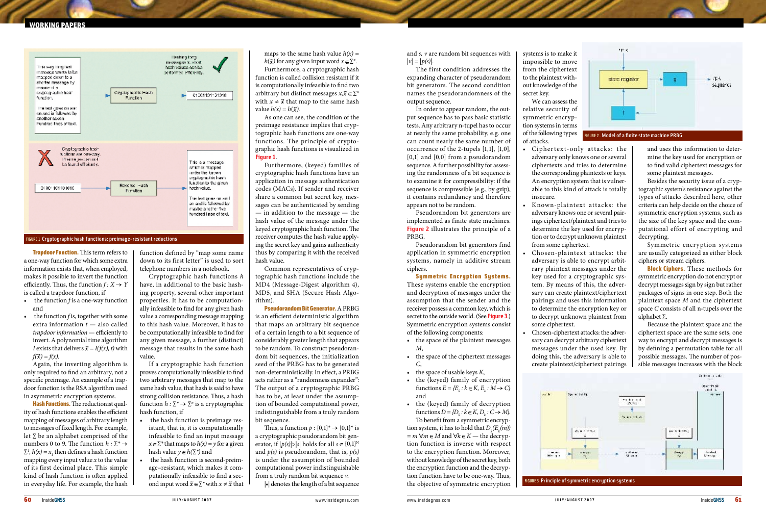FIGURE 1 Cryptographic hash functions: preimage-resistant reductions

**Trapdoor Function.** This term refers to a one-way function for which some extra information exists that, when employed, makes it possible to invert the function efficiently. Thus, the function $f: X \rightarrow Y$ is called a trapdoor function, if

- the function $f$ is a one-way function and
- the function $f$ is, together with some extra information $t$ — also called *trapdoor information* — efficiently to invert. A polynomial time algorithm $I$ exists that delivers $\bar{x} = I(f(x), t)$ with $f(\bar{x}) = f(x)$.

Again, the inverting algorithm is only required to find an arbitrary, not a specific preimage. An example of a trapdoor function is the RSA algorithm used in asymmetric encryption systems.

**Hash Functions.** The reductionist quality of hash functions enables the efficient mapping of messages of arbitrary length to messages of fixed length. For example, let $\Sigma$ be an alphabet comprised of the numbers 0 to 9. The function $h: \Sigma^* \rightarrow \Sigma^1$, $h(x) = x_1$ then defines a hash function mapping every input value $x$ to the value of its first decimal place. This simple kind of hash function is often applied in everyday life. For example, the hash function defined by "map some name down to its first letter" is used to sort telephone numbers in a notebook.

Cryptographic hash functions $h$ have, in additional to the basic hashing property, several other important properties. It has to be computationally infeasible to find for any given hash value a corresponding message mapping to this hash value. Moreover, it has to be computationally infeasible to find for any given message, a further (distinct) message that results in the same hash value.

If a cryptographic hash function proves computationally infeasible to find two arbitrary messages that map to the same hash value, that hash is said to have strong collision resistance. Thus, a hash function $h: \Sigma^* \rightarrow \Sigma^*$ is a cryptographic hash function, if

- the hash function is preimage resistant, that is, it is computationally infeasible to find an input message $x \in \Sigma^*$ that maps to $h(x) = y$ for a given hash value $y \in h(\Sigma^*)$ and
- the hash function is second-preimage–resistant, which makes it computationally infeasible to find a second input word $\bar{x} \in \Sigma^*$ with $x \neq \bar{x}$ that maps to the same hash value $h(x) = h(\bar{x})$ for any given input word $x \in \Sigma^*$.

Furthermore, a cryptographic hash function is called collision resistant if it is computationally infeasible to find two arbitrary but distinct messages $x, \bar{x} \in \Sigma^*$ with $x \neq \bar{x}$ that map to the same hash value $h(x) = h(\bar{x})$.

As one can see, the condition of the preimage resistance implies that cryptographic hash functions are one-way functions. The principle of cryptographic hash functions is visualized in Figure 1.

Furthermore, (keyed) families of cryptographic hash functions have an application in message authentication codes (MACs). If sender and receiver share a common but secret key, messages can be authenticated by sending — in addition to the message — the hash value of the message under the keyed cryptographic hash function. The receiver computes the hash value applying the secret key and gains authenticity thus by comparing it with the received hash value.

Common representatives of cryptographic hash functions include the MD4 (Message-Digest algorithm 4), MD5, and SHA (Secure Hash Algorithm).

**Pseudorandom Bit Generator.** A PRBG is an efficient deterministic algorithm that maps an arbitrary bit sequence of a certain length to a bit sequence of considerably greater length that appears to be random. To construct pseudorandom bit sequences, the initialization seed of the PRBG has to be generated non-deterministically. In effect, a PRBG acts rather as a "randomness expander": The output of a cryptographic PRBG has to be, at least under the assumption of bounded computational power, indistinguishable from a truly random bit sequence.

Thus, a function $p: \{0,1\}^* \rightarrow \{0,1\}^*$ is a cryptographic pseudorandom bit generator, if $|p(s)| > |s|$ holds for all $s \in \{0,1\}^N$ and $p(s)$ is pseudorandom, that is, $p(s)$ is under the assumption of bounded computational power indistinguishable from a truly random bit sequence $v$.

$|\cdot|$ denotes the length of a bit sequence and $s$, $v$ are random bit sequences with $|v| = |p(s)|$.

The first condition addresses the expanding character of pseudorandom bit generators. The second condition names the pseudorandomness of the output sequence.

In order to appear random, the output sequence has to pass basic statistic tests. Any arbitrary n-tupel has to occur at nearly the same probability, e.g. one can count nearly the same number of occurrence of the 2-tuples [1,1], [1,0], [0,1] and [0,0] from a pseudorandom sequence. A further possibility for assessing the randomness of a bit sequence is to examine it for compressibility: if the sequence is compressible (e.g., by gzip), it contains redundancy and therefore appears not to be random.

Pseudorandom bit generators are implemented as finite state machines. Figure 2 illustrates the principle of a PRBG.

Pseudorandom bit generators find application in symmetric encryption systems, namely in additive stream ciphers.

**Symmetric Encryption Systems.** These systems enable the encryption and decryption of messages under the assumption that the sender and the receiver possess a common key, which is secret to the outside world. (See Figure 3.) Symmetric encryption systems consist of the following components:

- the space of the plaintext messages $M$,
- the space of the ciphertext messages $C$,
- the space of usable keys $K$,
- the (keyed) family of encryption functions $E = \{E_k : k \in K, E_k : M \rightarrow C\}$ and
- the (keyed) family of decryption functions $D = \{D_k : k \in K, D_k : C \rightarrow M\}$.

To benefit from a symmetric encryption system, it has to hold that $D_k(E_k(m)) = m$ $\forall m \in M$ and $\forall k \in K$ — the decryption function is inverse with respect to the encryption function. Moreover, without knowledge of the secret key, both the encryption function and the decryption function have to be one-way. Thus, the objective of symmetric encryption systems is to make it impossible to move from the ciphertext to the plaintext without knowledge of the secret key.

FIGURE 2. Model of a finite state machine PRBG

We can assess the relative security of symmetric encryption systems in terms of the following types of attacks.

- Ciphertext-only attacks: the adversary only knows one or several ciphertexts and tries to determine the corresponding plaintexts or keys. An encryption system that is vulnerable to this kind of attack is totally insecure.
- Known-plaintext attacks: the adversary knows one or several pairings ciphertext/plaintext and tries to determine the key used for encryption or to decrypt unknown plaintext from some ciphertext.
- Chosen-plaintext attacks: the adversary is able to encrypt arbitrary plaintext messages under the key used for a cryptographic system. By means of this, the adversary can create plaintext/ciphertext pairings and uses this information to determine the encryption key or to decrypt unknown plaintext from some ciphertext.
- Chosen-ciphertext attacks: the adversary can decrypt arbitrary ciphertext messages under the used key. By doing this, the adversary is able to create plaintext/ciphertext pairings and uses this information to determine the key used for encryption or to find valid ciphertext messages for some plaintext messages.

Besides the security issue of a cryptographic system's resistance against the types of attacks described here, other criteria can help decide on the choice of symmetric encryption systems, such as the size of the key space and the computational effort of encrypting and decrypting.

Symmetric encryption systems are usually categorized as either block ciphers or stream ciphers.

**Block Ciphers.** These methods for symmetric encryption do not encrypt or decrypt messages sign by sign but rather packages of signs in one step. Both the plaintext space $M$ and the ciphertext space $C$ consists of all n-tupels over the alphabet $\Sigma$.

Because the plaintext space and the ciphertext space are the same sets, one way to encrypt and decrypt messages is by defining a permutation table for all possible messages. The number of possible messages increases with the block

FIGURE 3 Principle of symmetric encryption systems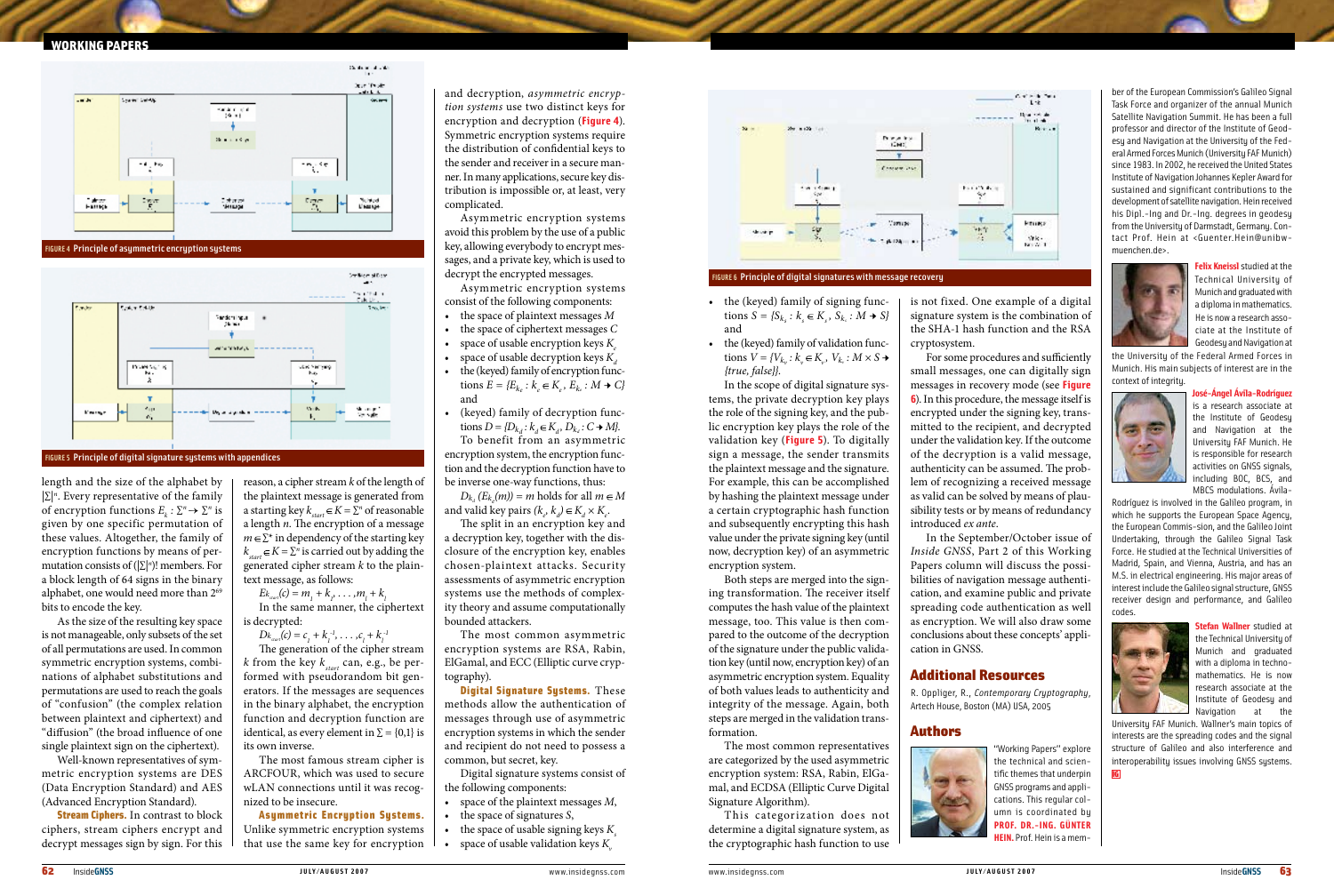FIGURE 4 Principle of asymmetric encryption systems

FIGURE 5 Principle of digital signature systems with appendices

length and the size of the alphabet by $|\Sigma|^n$. Every representative of the family of encryption functions $E_k : \Sigma^n \to \Sigma^n$ is given by one specific permutation of these values. Altogether, the family of encryption functions by means of permutation consists of $(|\Sigma|^n)!$ members. For a block length of 64 signs in the binary alphabet, one would need more than $2^{69}$ bits to encode the key.

As the size of the resulting key space is not manageable, only subsets of the set of all permutations are used. In common symmetric encryption systems, combinations of alphabet substitutions and permutations are used to reach the goals of "confusion" (the complex relation between plaintext and ciphertext) and "diffusion" (the broad influence of one single plaintext sign on the ciphertext).

Well-known representatives of symmetric encryption systems are DES (Data Encryption Standard) and AES (Advanced Encryption Standard).

**Stream Ciphers.** In contrast to block ciphers, stream ciphers encrypt and decrypt messages sign by sign. For this reason, a cipher stream $k$ of the length of the plaintext message is generated from a starting key $k_{start} \in K = \Sigma^n$ of reasonable a length $n$. The encryption of a message $m \in \Sigma^*$ in dependency of the starting key $k_{start} \in K = \Sigma^n$ is carried out by adding the generated cipher stream $k$ to the plaintext message, as follows:

$$E_{k_{start}}(c) = m_1 + k_1, \ldots, m_i + k_i$$

In the same manner, the ciphertext is decrypted:

$$D_{k_{start}}(c) = c_1 + k_1^{-1}, \ldots, c_i + k_i^{-1}$$

The generation of the cipher stream $k$ from the key $k_{start}$ can, e.g., be performed with pseudorandom bit generators. If the messages are sequences in the binary alphabet, the encryption function and decryption function are identical, as every element in $\Sigma = \{0,1\}$ is its own inverse.

The most famous stream cipher is ARCFOUR, which was used to secure wLAN connections until it was recognized to be insecure.

**Asymmetric Encryption Systems.** Unlike symmetric encryption systems that use the same key for encryption and decryption, *asymmetric encryption systems* use two distinct keys for encryption and decryption (**Figure 4**). Symmetric encryption systems require the distribution of confidential keys to the sender and receiver in a secure manner. In many applications, secure key distribution is impossible or, at least, very complicated.

Asymmetric encryption systems avoid this problem by the use of a public key, allowing everybody to encrypt messages, and a private key, which is used to decrypt the encrypted messages.

Asymmetric encryption systems consist of the following components:

- the space of plaintext messages $M$
- the space of ciphertext messages $C$
- space of usable encryption keys $K_e$
- space of usable decryption keys $K_d$
- the (keyed) family of encryption functions $E = \{E_{k_e} : k_e \in K_e, E_{k_e} : M \to C\}$ and
- (keyed) family of decryption functions $D = \{D_{k_d} : k_d \in K_d, D_{k_d} : C \to M\}$.

To benefit from an asymmetric encryption system, the encryption function and the decryption function have to be inverse one-way functions, thus:

$D_{k_d}(E_{k_e}(m)) = m$ holds for all $m \in M$ and valid key pairs $(k_e, k_d) \in K_e \times K_d$.

The split in an encryption key and a decryption key, together with the disclosure of the encryption key, enables chosen-plaintext attacks. Security assessments of asymmetric encryption systems use the methods of complexity theory and assume computationally bounded attackers.

The most common asymmetric encryption systems are RSA, Rabin, ElGamal, and ECC (Elliptic curve cryptography).

**Digital Signature Systems.** These methods allow the authentication of messages through use of asymmetric encryption systems in which the sender and recipient do not need to possess a common, but secret, key.

Digital signature systems consist of the following components:

- space of the plaintext messages $M$,
- the space of signatures $S$,
- the space of usable signing keys $K_s$
- space of usable validation keys $K_v$
- the (keyed) family of signing functions $S = \{S_{k_s} : k_s \in K_s, S_{k_s} : M \to S\}$ and
- the (keyed) family of validation functions $V = \{V_{k_v} : k_v \in K_v, V_{k_v} : M \times S \to \{true, false\}\}$.

In the scope of digital signature systems, the private decryption key plays the role of the signing key, and the public encryption key plays the role of the validation key (**Figure 5**). To digitally sign a message, the sender transmits the plaintext message and the signature. For example, this can be accomplished by hashing the plaintext message under a certain cryptographic hash function and subsequently encrypting this hash value under the private signing key (until now, decryption key) of an asymmetric encryption system.

Both steps are merged into the signing transformation. The receiver itself computes the hash value of the plaintext message, too. This value is then compared to the outcome of the decryption of the signature under the public validation key (until now, encryption key) of an asymmetric encryption system. Equality of both values leads to authenticity and integrity of the message. Again, both steps are merged in the validation transformation.

The most common representatives are categorized by the used asymmetric encryption system: RSA, Rabin, ElGamal, and ECDSA (Elliptic Curve Digital Signature Algorithm).

This categorization does not determine a digital signature system, as the cryptographic hash function to use is not fixed. One example of a digital signature system is the combination of the SHA-1 hash function and the RSA cryptosystem.

For some procedures and sufficiently small messages, one can digitally sign messages in recovery mode (see **Figure 6**). In this procedure, the message itself is encrypted under the signing key, transmitted to the recipient, and decrypted under the validation key. If the outcome of the decryption is a valid message, authenticity can be assumed. The problem of recognizing a received message as valid can be solved by means of plausibility tests or by means of redundancy introduced *ex ante*.

In the September/October issue of *Inside GNSS*, Part 2 of this Working Papers column will discuss the possibilities of navigation message authentication, and examine public and private spreading code authentication as well as encryption. We will also draw some conclusions about these concepts' application in GNSS.

FIGURE 6 Principle of digital signatures with message recovery

## Additional Resources

R. Oppliger, R., *Contemporary Cryptography*, Artech House, Boston (MA) USA, 2005

## Authors

"Working Papers" explore the technical and scientific themes that underpin GNSS programs and applications. This regular column is coordinated by **PROF. DR.-ING. GÜNTER HEIN.** Prof. Hein is a member of the European Commission's Galileo Signal Task Force and organizer of the annual Munich Satellite Navigation Summit. He has been a full professor and director of the Institute of Geodesy and Navigation at the University of the Federal Armed Forces Munich (University FAF Munich) since 1983. In 2002, he received the United States Institute of Navigation Johannes Kepler Award for sustained and significant contributions to the development of satellite navigation. Hein received his Dipl.-Ing and Dr.-Ing. degrees in geodesy from the University of Darmstadt, Germany. Contact Prof. Hein at <Guenter.Hein@unibw-muenchen.de>.

**Felix Kneissl** studied at the Technical University of Munich and graduated with a diploma in mathematics. He is now a research associate at the Institute of Geodesy and Navigation at the University of the Federal Armed Forces in Munich. His main subjects of interest are in the context of integrity.

**José-Ángel Ávila-Rodríguez** is a research associate at the Institute of Geodesy and Navigation at the University FAF Munich. He is responsible for research activities on GNSS signals, including BOC, BCS, and MBCS modulations. Ávila-Rodríguez is involved in the Galileo program, in which he supports the European Space Agency, the European Commis-sion, and the Galileo Joint Undertaking, through the Galileo Signal Task Force. He studied at the Technical Universities of Madrid, Spain, and Vienna, Austria, and has an M.S. in electrical engineering. His major areas of interest include the Galileo signal structure, GNSS receiver design and performance, and Galileo codes.

**Stefan Wallner** studied at the Technical University of Munich and graduated with a diploma in techno-mathematics. He is now research associate at the Institute of Geodesy and Navigation at the University FAF Munich. Wallner's main topics of interests are the spreading codes and the signal structure of Galileo and also interference and interoperability issues involving GNSS systems.